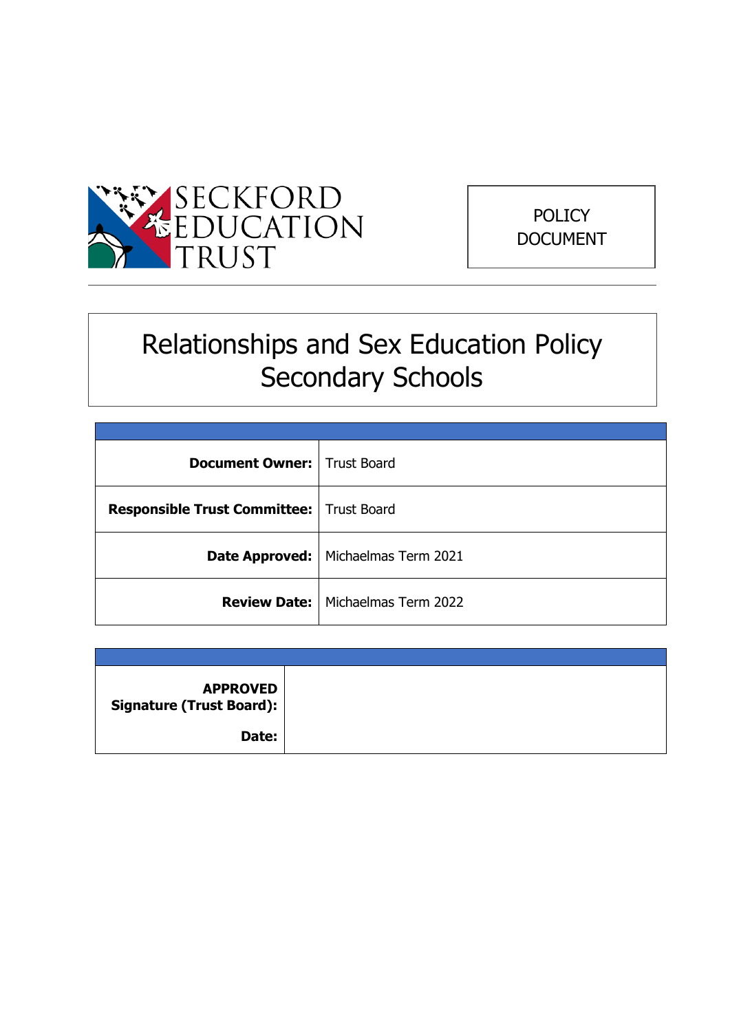SECKFORD EDUCATION TRUST

POLICY DOCUMENT

# Relationships and Sex Education Policy Secondary Schools

| | |
|---|---|
| **Document Owner:** | Trust Board |
| **Responsible Trust Committee:** | Trust Board |
| **Date Approved:** | Michaelmas Term 2021 |
| **Review Date:** | Michaelmas Term 2022 |

| | |
|---|---|
| **APPROVED Signature (Trust Board):** | |
| **Date:** | |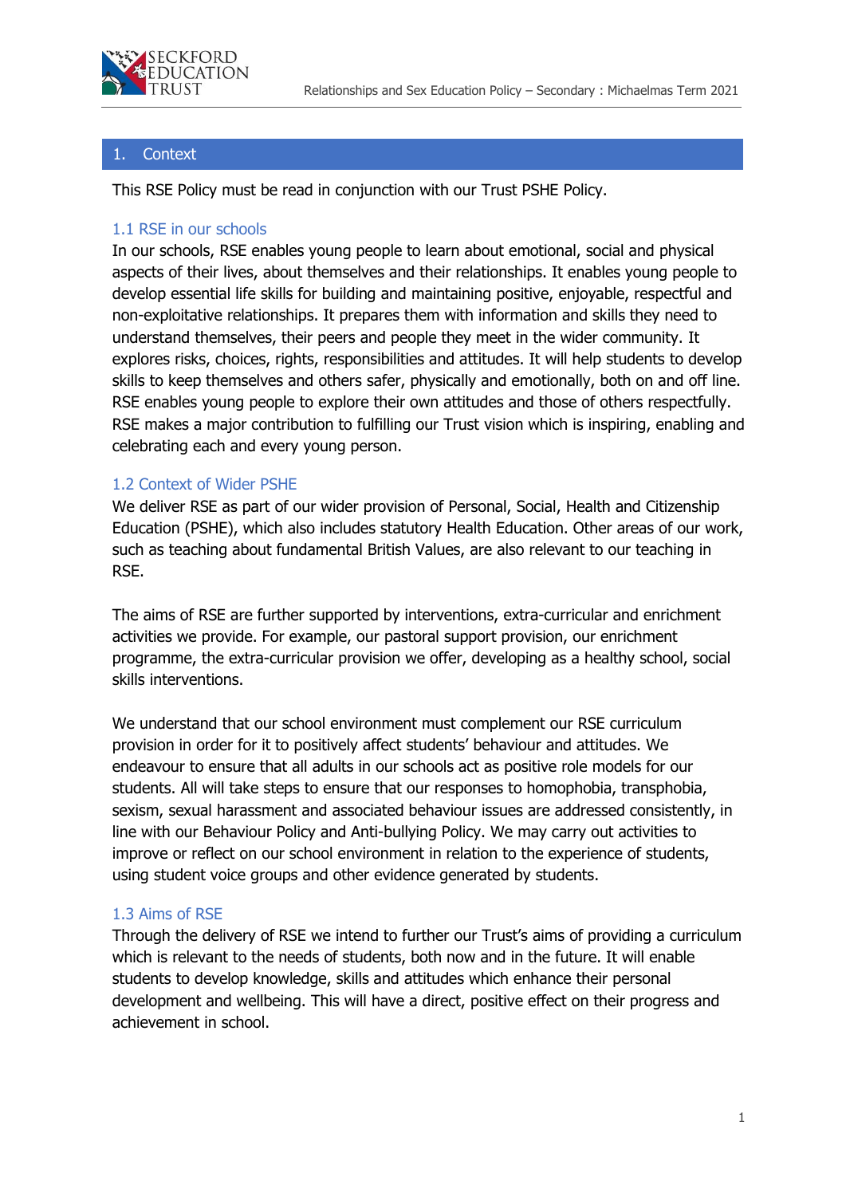## 1. Context

This RSE Policy must be read in conjunction with our Trust PSHE Policy.

### 1.1 RSE in our schools

In our schools, RSE enables young people to learn about emotional, social and physical aspects of their lives, about themselves and their relationships. It enables young people to develop essential life skills for building and maintaining positive, enjoyable, respectful and non-exploitative relationships. It prepares them with information and skills they need to understand themselves, their peers and people they meet in the wider community. It explores risks, choices, rights, responsibilities and attitudes. It will help students to develop skills to keep themselves and others safer, physically and emotionally, both on and off line. RSE enables young people to explore their own attitudes and those of others respectfully. RSE makes a major contribution to fulfilling our Trust vision which is inspiring, enabling and celebrating each and every young person.

### 1.2 Context of Wider PSHE

We deliver RSE as part of our wider provision of Personal, Social, Health and Citizenship Education (PSHE), which also includes statutory Health Education. Other areas of our work, such as teaching about fundamental British Values, are also relevant to our teaching in RSE.

The aims of RSE are further supported by interventions, extra-curricular and enrichment activities we provide. For example, our pastoral support provision, our enrichment programme, the extra-curricular provision we offer, developing as a healthy school, social skills interventions.

We understand that our school environment must complement our RSE curriculum provision in order for it to positively affect students' behaviour and attitudes. We endeavour to ensure that all adults in our schools act as positive role models for our students. All will take steps to ensure that our responses to homophobia, transphobia, sexism, sexual harassment and associated behaviour issues are addressed consistently, in line with our Behaviour Policy and Anti-bullying Policy. We may carry out activities to improve or reflect on our school environment in relation to the experience of students, using student voice groups and other evidence generated by students.

### 1.3 Aims of RSE

Through the delivery of RSE we intend to further our Trust's aims of providing a curriculum which is relevant to the needs of students, both now and in the future. It will enable students to develop knowledge, skills and attitudes which enhance their personal development and wellbeing. This will have a direct, positive effect on their progress and achievement in school.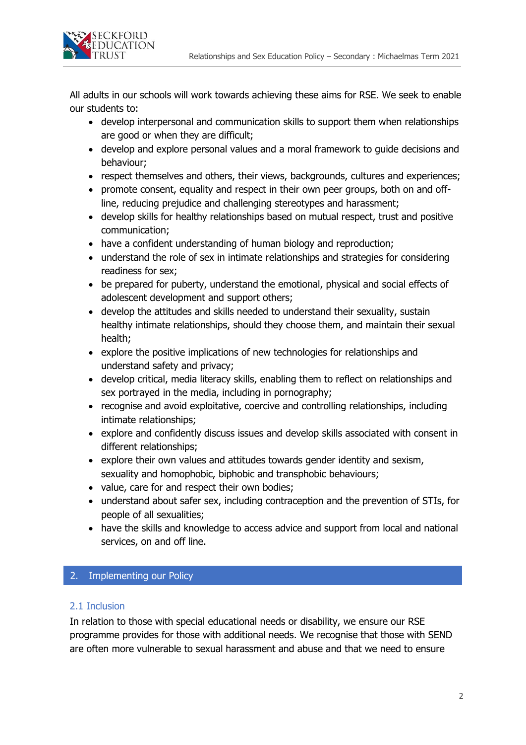All adults in our schools will work towards achieving these aims for RSE. We seek to enable our students to:

- develop interpersonal and communication skills to support them when relationships are good or when they are difficult;
- develop and explore personal values and a moral framework to guide decisions and behaviour;
- respect themselves and others, their views, backgrounds, cultures and experiences;
- promote consent, equality and respect in their own peer groups, both on and off-line, reducing prejudice and challenging stereotypes and harassment;
- develop skills for healthy relationships based on mutual respect, trust and positive communication;
- have a confident understanding of human biology and reproduction;
- understand the role of sex in intimate relationships and strategies for considering readiness for sex;
- be prepared for puberty, understand the emotional, physical and social effects of adolescent development and support others;
- develop the attitudes and skills needed to understand their sexuality, sustain healthy intimate relationships, should they choose them, and maintain their sexual health;
- explore the positive implications of new technologies for relationships and understand safety and privacy;
- develop critical, media literacy skills, enabling them to reflect on relationships and sex portrayed in the media, including in pornography;
- recognise and avoid exploitative, coercive and controlling relationships, including intimate relationships;
- explore and confidently discuss issues and develop skills associated with consent in different relationships;
- explore their own values and attitudes towards gender identity and sexism, sexuality and homophobic, biphobic and transphobic behaviours;
- value, care for and respect their own bodies;
- understand about safer sex, including contraception and the prevention of STIs, for people of all sexualities;
- have the skills and knowledge to access advice and support from local and national services, on and off line.

## 2. Implementing our Policy

### 2.1 Inclusion

In relation to those with special educational needs or disability, we ensure our RSE programme provides for those with additional needs. We recognise that those with SEND are often more vulnerable to sexual harassment and abuse and that we need to ensure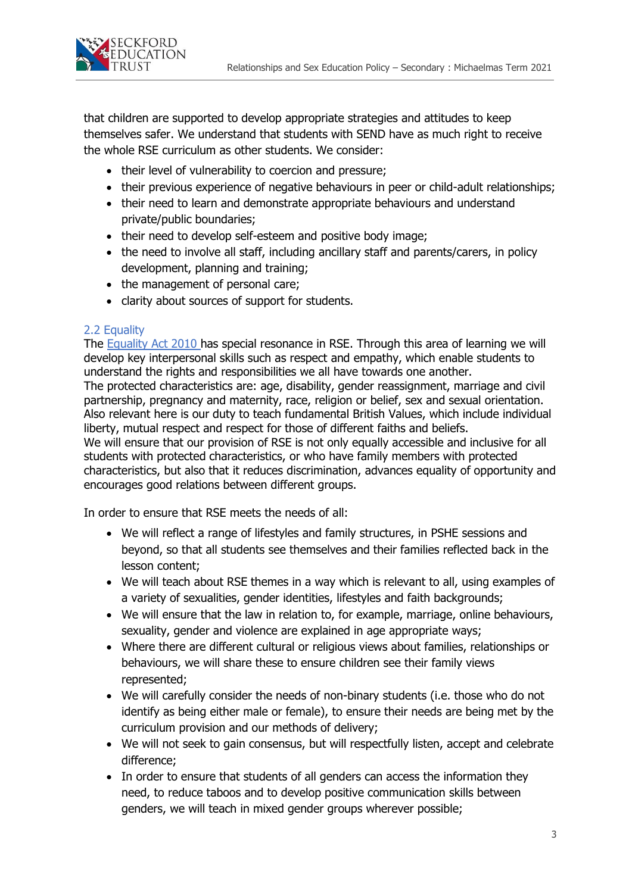that children are supported to develop appropriate strategies and attitudes to keep themselves safer. We understand that students with SEND have as much right to receive the whole RSE curriculum as other students. We consider:

- their level of vulnerability to coercion and pressure;
- their previous experience of negative behaviours in peer or child-adult relationships;
- their need to learn and demonstrate appropriate behaviours and understand private/public boundaries;
- their need to develop self-esteem and positive body image;
- the need to involve all staff, including ancillary staff and parents/carers, in policy development, planning and training;
- the management of personal care;
- clarity about sources of support for students.

### 2.2 Equality

The Equality Act 2010 has special resonance in RSE. Through this area of learning we will develop key interpersonal skills such as respect and empathy, which enable students to understand the rights and responsibilities we all have towards one another.
The protected characteristics are: age, disability, gender reassignment, marriage and civil partnership, pregnancy and maternity, race, religion or belief, sex and sexual orientation. Also relevant here is our duty to teach fundamental British Values, which include individual liberty, mutual respect and respect for those of different faiths and beliefs.
We will ensure that our provision of RSE is not only equally accessible and inclusive for all students with protected characteristics, or who have family members with protected characteristics, but also that it reduces discrimination, advances equality of opportunity and encourages good relations between different groups.

In order to ensure that RSE meets the needs of all:

- We will reflect a range of lifestyles and family structures, in PSHE sessions and beyond, so that all students see themselves and their families reflected back in the lesson content;
- We will teach about RSE themes in a way which is relevant to all, using examples of a variety of sexualities, gender identities, lifestyles and faith backgrounds;
- We will ensure that the law in relation to, for example, marriage, online behaviours, sexuality, gender and violence are explained in age appropriate ways;
- Where there are different cultural or religious views about families, relationships or behaviours, we will share these to ensure children see their family views represented;
- We will carefully consider the needs of non-binary students (i.e. those who do not identify as being either male or female), to ensure their needs are being met by the curriculum provision and our methods of delivery;
- We will not seek to gain consensus, but will respectfully listen, accept and celebrate difference;
- In order to ensure that students of all genders can access the information they need, to reduce taboos and to develop positive communication skills between genders, we will teach in mixed gender groups wherever possible;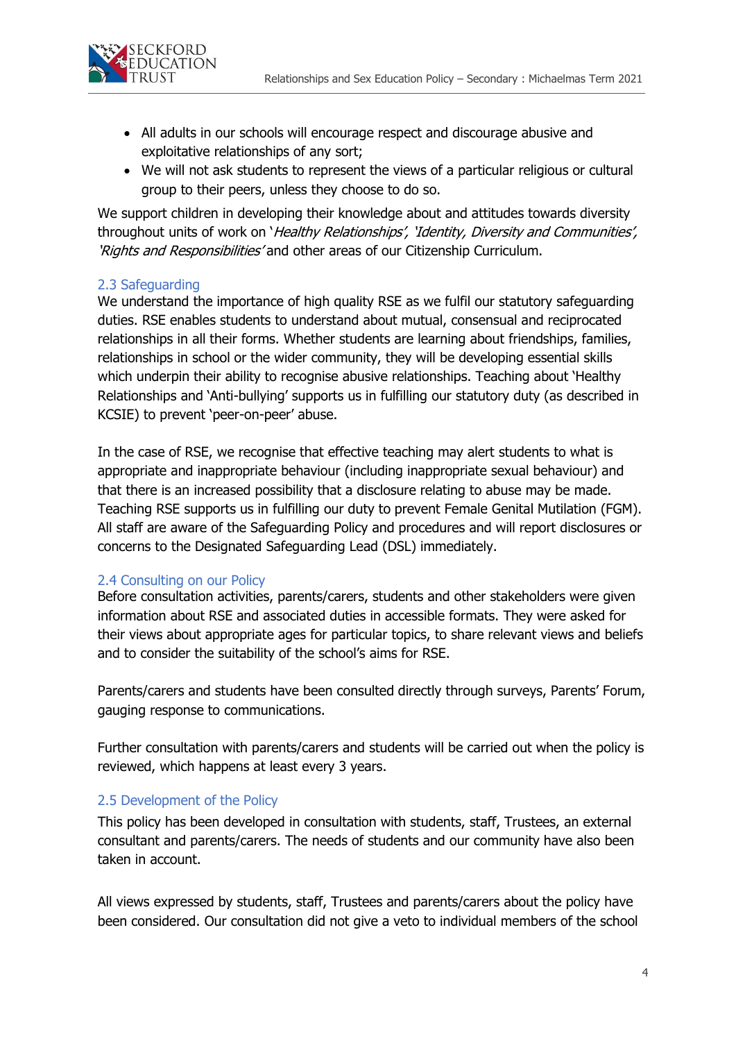- All adults in our schools will encourage respect and discourage abusive and exploitative relationships of any sort;
- We will not ask students to represent the views of a particular religious or cultural group to their peers, unless they choose to do so.

We support children in developing their knowledge about and attitudes towards diversity throughout units of work on '*Healthy Relationships', 'Identity, Diversity and Communities', 'Rights and Responsibilities'* and other areas of our Citizenship Curriculum.

### 2.3 Safeguarding

We understand the importance of high quality RSE as we fulfil our statutory safeguarding duties. RSE enables students to understand about mutual, consensual and reciprocated relationships in all their forms. Whether students are learning about friendships, families, relationships in school or the wider community, they will be developing essential skills which underpin their ability to recognise abusive relationships. Teaching about 'Healthy Relationships and 'Anti-bullying' supports us in fulfilling our statutory duty (as described in KCSIE) to prevent 'peer-on-peer' abuse.

In the case of RSE, we recognise that effective teaching may alert students to what is appropriate and inappropriate behaviour (including inappropriate sexual behaviour) and that there is an increased possibility that a disclosure relating to abuse may be made. Teaching RSE supports us in fulfilling our duty to prevent Female Genital Mutilation (FGM). All staff are aware of the Safeguarding Policy and procedures and will report disclosures or concerns to the Designated Safeguarding Lead (DSL) immediately.

### 2.4 Consulting on our Policy

Before consultation activities, parents/carers, students and other stakeholders were given information about RSE and associated duties in accessible formats. They were asked for their views about appropriate ages for particular topics, to share relevant views and beliefs and to consider the suitability of the school's aims for RSE.

Parents/carers and students have been consulted directly through surveys, Parents' Forum, gauging response to communications.

Further consultation with parents/carers and students will be carried out when the policy is reviewed, which happens at least every 3 years.

### 2.5 Development of the Policy

This policy has been developed in consultation with students, staff, Trustees, an external consultant and parents/carers. The needs of students and our community have also been taken in account.

All views expressed by students, staff, Trustees and parents/carers about the policy have been considered. Our consultation did not give a veto to individual members of the school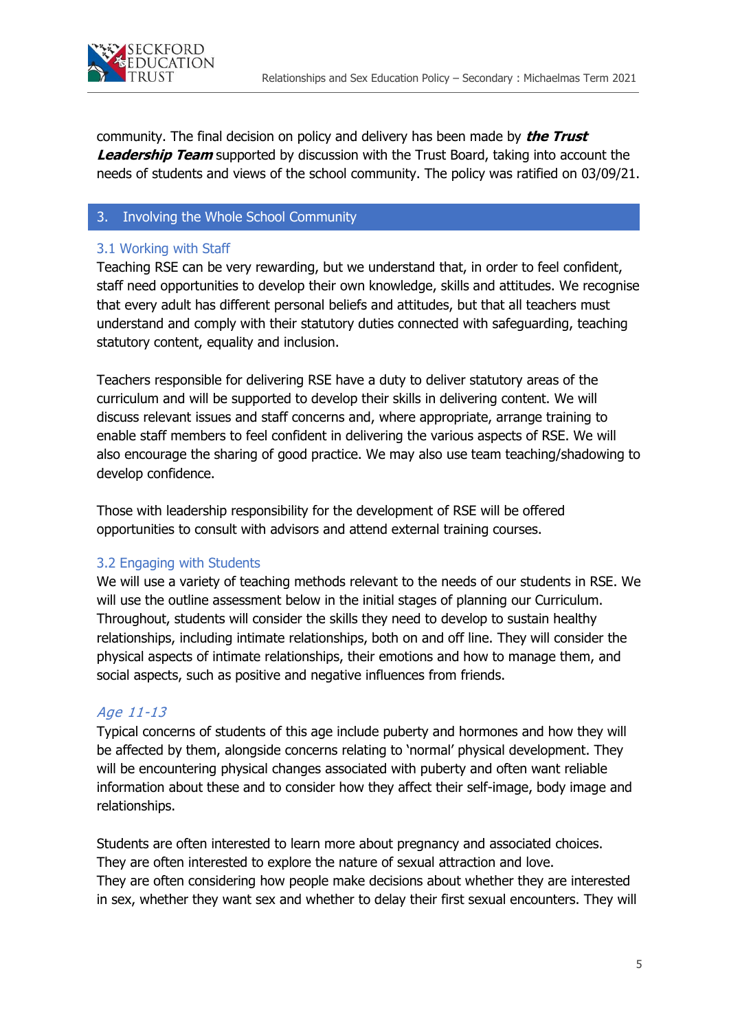community. The final decision on policy and delivery has been made by ***the Trust Leadership Team*** supported by discussion with the Trust Board, taking into account the needs of students and views of the school community. The policy was ratified on 03/09/21.

## 3. Involving the Whole School Community

### 3.1 Working with Staff

Teaching RSE can be very rewarding, but we understand that, in order to feel confident, staff need opportunities to develop their own knowledge, skills and attitudes. We recognise that every adult has different personal beliefs and attitudes, but that all teachers must understand and comply with their statutory duties connected with safeguarding, teaching statutory content, equality and inclusion.

Teachers responsible for delivering RSE have a duty to deliver statutory areas of the curriculum and will be supported to develop their skills in delivering content. We will discuss relevant issues and staff concerns and, where appropriate, arrange training to enable staff members to feel confident in delivering the various aspects of RSE. We will also encourage the sharing of good practice. We may also use team teaching/shadowing to develop confidence.

Those with leadership responsibility for the development of RSE will be offered opportunities to consult with advisors and attend external training courses.

### 3.2 Engaging with Students

We will use a variety of teaching methods relevant to the needs of our students in RSE. We will use the outline assessment below in the initial stages of planning our Curriculum. Throughout, students will consider the skills they need to develop to sustain healthy relationships, including intimate relationships, both on and off line. They will consider the physical aspects of intimate relationships, their emotions and how to manage them, and social aspects, such as positive and negative influences from friends.

#### *Age 11-13*

Typical concerns of students of this age include puberty and hormones and how they will be affected by them, alongside concerns relating to 'normal' physical development. They will be encountering physical changes associated with puberty and often want reliable information about these and to consider how they affect their self-image, body image and relationships.

Students are often interested to learn more about pregnancy and associated choices.
They are often interested to explore the nature of sexual attraction and love.
They are often considering how people make decisions about whether they are interested in sex, whether they want sex and whether to delay their first sexual encounters. They will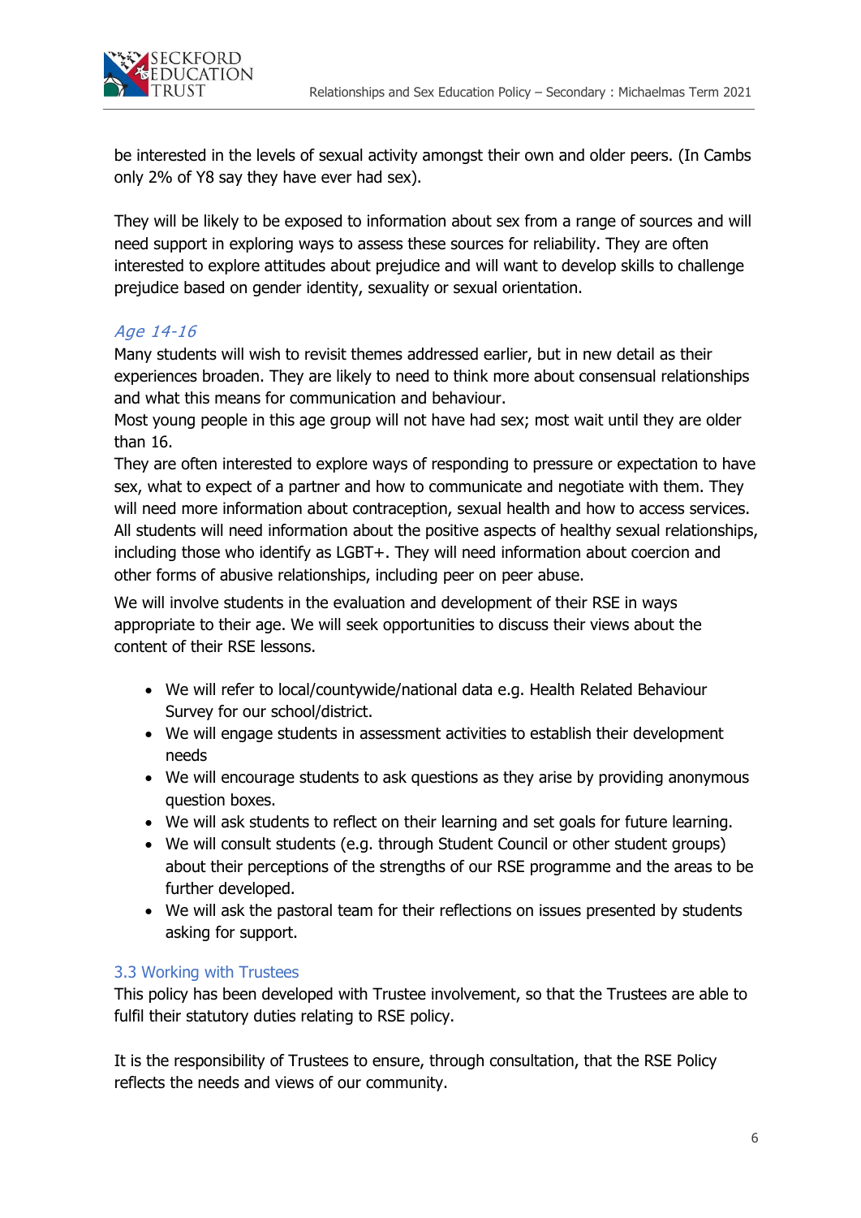be interested in the levels of sexual activity amongst their own and older peers. (In Cambs only 2% of Y8 say they have ever had sex).

They will be likely to be exposed to information about sex from a range of sources and will need support in exploring ways to assess these sources for reliability. They are often interested to explore attitudes about prejudice and will want to develop skills to challenge prejudice based on gender identity, sexuality or sexual orientation.

### *Age 14-16*

Many students will wish to revisit themes addressed earlier, but in new detail as their experiences broaden. They are likely to need to think more about consensual relationships and what this means for communication and behaviour.
Most young people in this age group will not have had sex; most wait until they are older than 16.
They are often interested to explore ways of responding to pressure or expectation to have sex, what to expect of a partner and how to communicate and negotiate with them. They will need more information about contraception, sexual health and how to access services. All students will need information about the positive aspects of healthy sexual relationships, including those who identify as LGBT+. They will need information about coercion and other forms of abusive relationships, including peer on peer abuse.

We will involve students in the evaluation and development of their RSE in ways appropriate to their age. We will seek opportunities to discuss their views about the content of their RSE lessons.

- We will refer to local/countywide/national data e.g. Health Related Behaviour Survey for our school/district.
- We will engage students in assessment activities to establish their development needs
- We will encourage students to ask questions as they arise by providing anonymous question boxes.
- We will ask students to reflect on their learning and set goals for future learning.
- We will consult students (e.g. through Student Council or other student groups) about their perceptions of the strengths of our RSE programme and the areas to be further developed.
- We will ask the pastoral team for their reflections on issues presented by students asking for support.

## 3.3 Working with Trustees

This policy has been developed with Trustee involvement, so that the Trustees are able to fulfil their statutory duties relating to RSE policy.

It is the responsibility of Trustees to ensure, through consultation, that the RSE Policy reflects the needs and views of our community.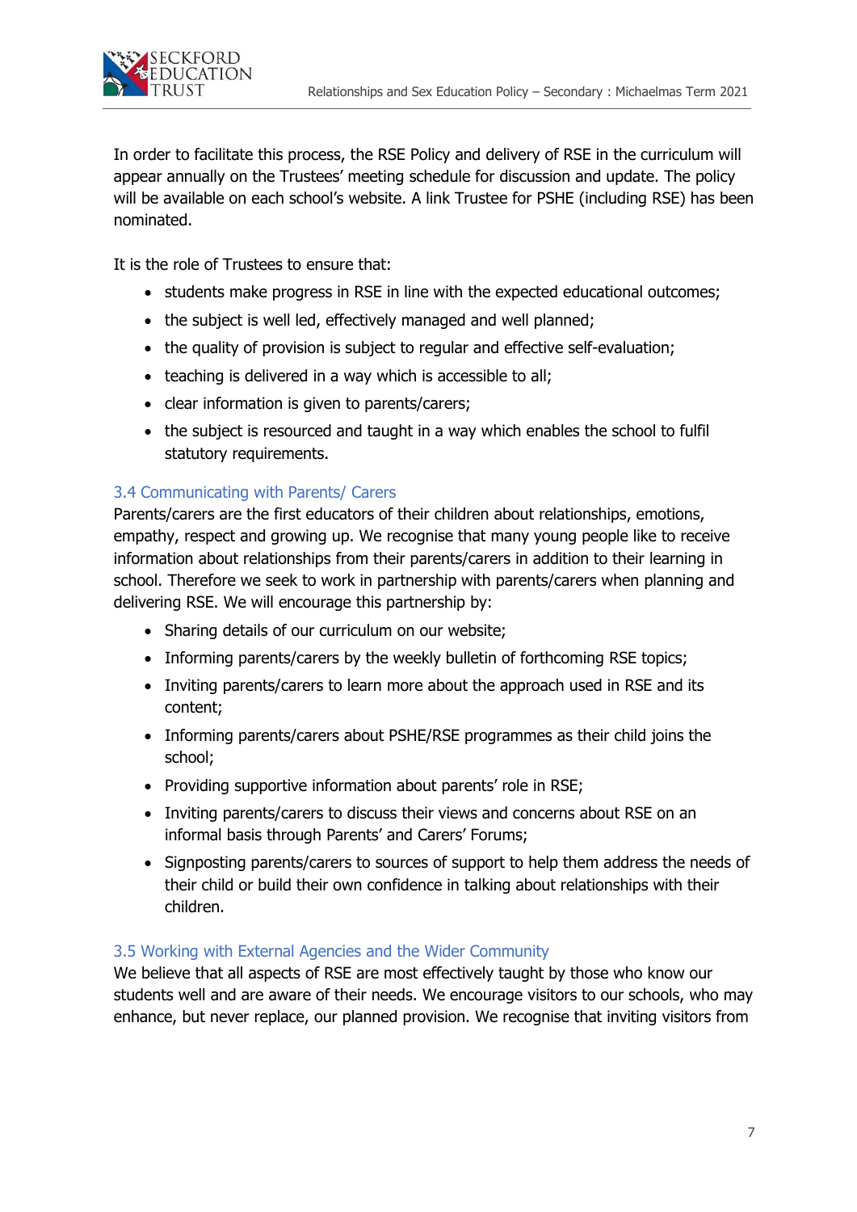In order to facilitate this process, the RSE Policy and delivery of RSE in the curriculum will appear annually on the Trustees' meeting schedule for discussion and update. The policy will be available on each school's website. A link Trustee for PSHE (including RSE) has been nominated.

It is the role of Trustees to ensure that:

- students make progress in RSE in line with the expected educational outcomes;
- the subject is well led, effectively managed and well planned;
- the quality of provision is subject to regular and effective self-evaluation;
- teaching is delivered in a way which is accessible to all;
- clear information is given to parents/carers;
- the subject is resourced and taught in a way which enables the school to fulfil statutory requirements.

### 3.4 Communicating with Parents/ Carers

Parents/carers are the first educators of their children about relationships, emotions, empathy, respect and growing up. We recognise that many young people like to receive information about relationships from their parents/carers in addition to their learning in school. Therefore we seek to work in partnership with parents/carers when planning and delivering RSE. We will encourage this partnership by:

- Sharing details of our curriculum on our website;
- Informing parents/carers by the weekly bulletin of forthcoming RSE topics;
- Inviting parents/carers to learn more about the approach used in RSE and its content;
- Informing parents/carers about PSHE/RSE programmes as their child joins the school;
- Providing supportive information about parents' role in RSE;
- Inviting parents/carers to discuss their views and concerns about RSE on an informal basis through Parents' and Carers' Forums;
- Signposting parents/carers to sources of support to help them address the needs of their child or build their own confidence in talking about relationships with their children.

### 3.5 Working with External Agencies and the Wider Community

We believe that all aspects of RSE are most effectively taught by those who know our students well and are aware of their needs. We encourage visitors to our schools, who may enhance, but never replace, our planned provision. We recognise that inviting visitors from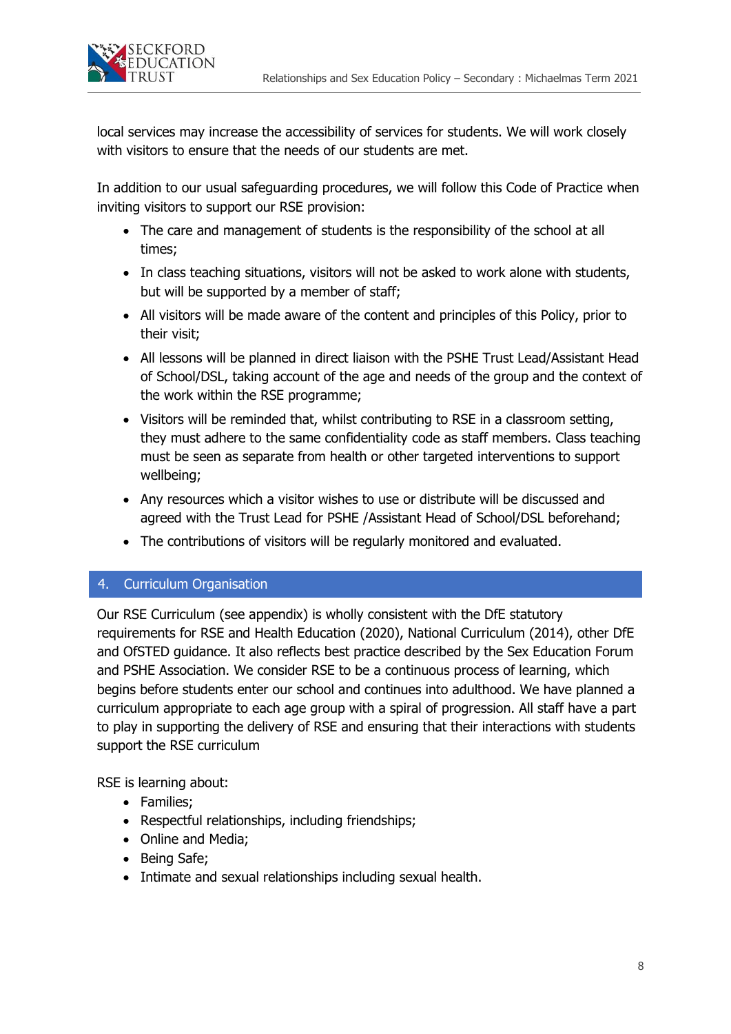local services may increase the accessibility of services for students. We will work closely with visitors to ensure that the needs of our students are met.

In addition to our usual safeguarding procedures, we will follow this Code of Practice when inviting visitors to support our RSE provision:

- The care and management of students is the responsibility of the school at all times;
- In class teaching situations, visitors will not be asked to work alone with students, but will be supported by a member of staff;
- All visitors will be made aware of the content and principles of this Policy, prior to their visit;
- All lessons will be planned in direct liaison with the PSHE Trust Lead/Assistant Head of School/DSL, taking account of the age and needs of the group and the context of the work within the RSE programme;
- Visitors will be reminded that, whilst contributing to RSE in a classroom setting, they must adhere to the same confidentiality code as staff members. Class teaching must be seen as separate from health or other targeted interventions to support wellbeing;
- Any resources which a visitor wishes to use or distribute will be discussed and agreed with the Trust Lead for PSHE /Assistant Head of School/DSL beforehand;
- The contributions of visitors will be regularly monitored and evaluated.

## 4. Curriculum Organisation

Our RSE Curriculum (see appendix) is wholly consistent with the DfE statutory requirements for RSE and Health Education (2020), National Curriculum (2014), other DfE and OfSTED guidance. It also reflects best practice described by the Sex Education Forum and PSHE Association. We consider RSE to be a continuous process of learning, which begins before students enter our school and continues into adulthood. We have planned a curriculum appropriate to each age group with a spiral of progression. All staff have a part to play in supporting the delivery of RSE and ensuring that their interactions with students support the RSE curriculum

RSE is learning about:

- Families;
- Respectful relationships, including friendships;
- Online and Media;
- Being Safe;
- Intimate and sexual relationships including sexual health.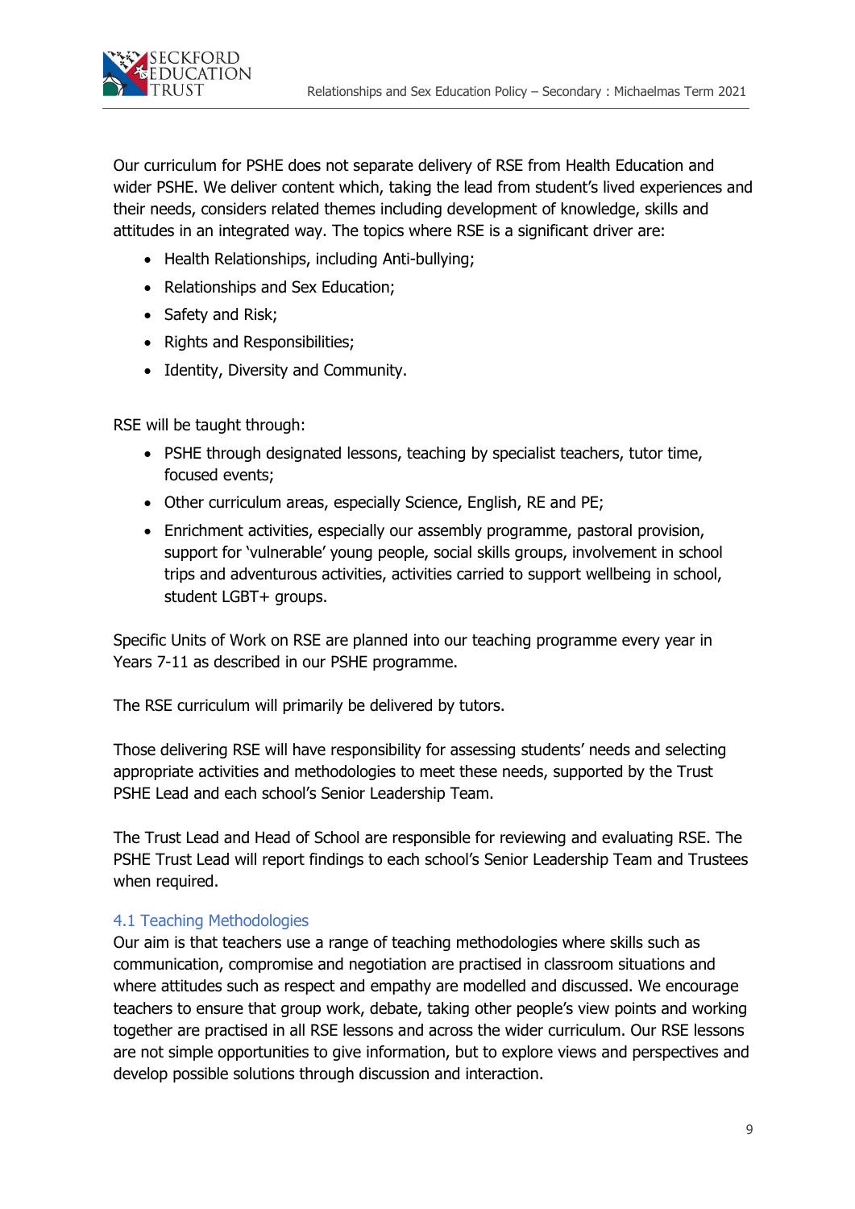Our curriculum for PSHE does not separate delivery of RSE from Health Education and wider PSHE. We deliver content which, taking the lead from student's lived experiences and their needs, considers related themes including development of knowledge, skills and attitudes in an integrated way. The topics where RSE is a significant driver are:

- Health Relationships, including Anti-bullying;
- Relationships and Sex Education;
- Safety and Risk;
- Rights and Responsibilities;
- Identity, Diversity and Community.

RSE will be taught through:

- PSHE through designated lessons, teaching by specialist teachers, tutor time, focused events;
- Other curriculum areas, especially Science, English, RE and PE;
- Enrichment activities, especially our assembly programme, pastoral provision, support for 'vulnerable' young people, social skills groups, involvement in school trips and adventurous activities, activities carried to support wellbeing in school, student LGBT+ groups.

Specific Units of Work on RSE are planned into our teaching programme every year in Years 7-11 as described in our PSHE programme.

The RSE curriculum will primarily be delivered by tutors.

Those delivering RSE will have responsibility for assessing students' needs and selecting appropriate activities and methodologies to meet these needs, supported by the Trust PSHE Lead and each school's Senior Leadership Team.

The Trust Lead and Head of School are responsible for reviewing and evaluating RSE. The PSHE Trust Lead will report findings to each school's Senior Leadership Team and Trustees when required.

### 4.1 Teaching Methodologies

Our aim is that teachers use a range of teaching methodologies where skills such as communication, compromise and negotiation are practised in classroom situations and where attitudes such as respect and empathy are modelled and discussed. We encourage teachers to ensure that group work, debate, taking other people's view points and working together are practised in all RSE lessons and across the wider curriculum. Our RSE lessons are not simple opportunities to give information, but to explore views and perspectives and develop possible solutions through discussion and interaction.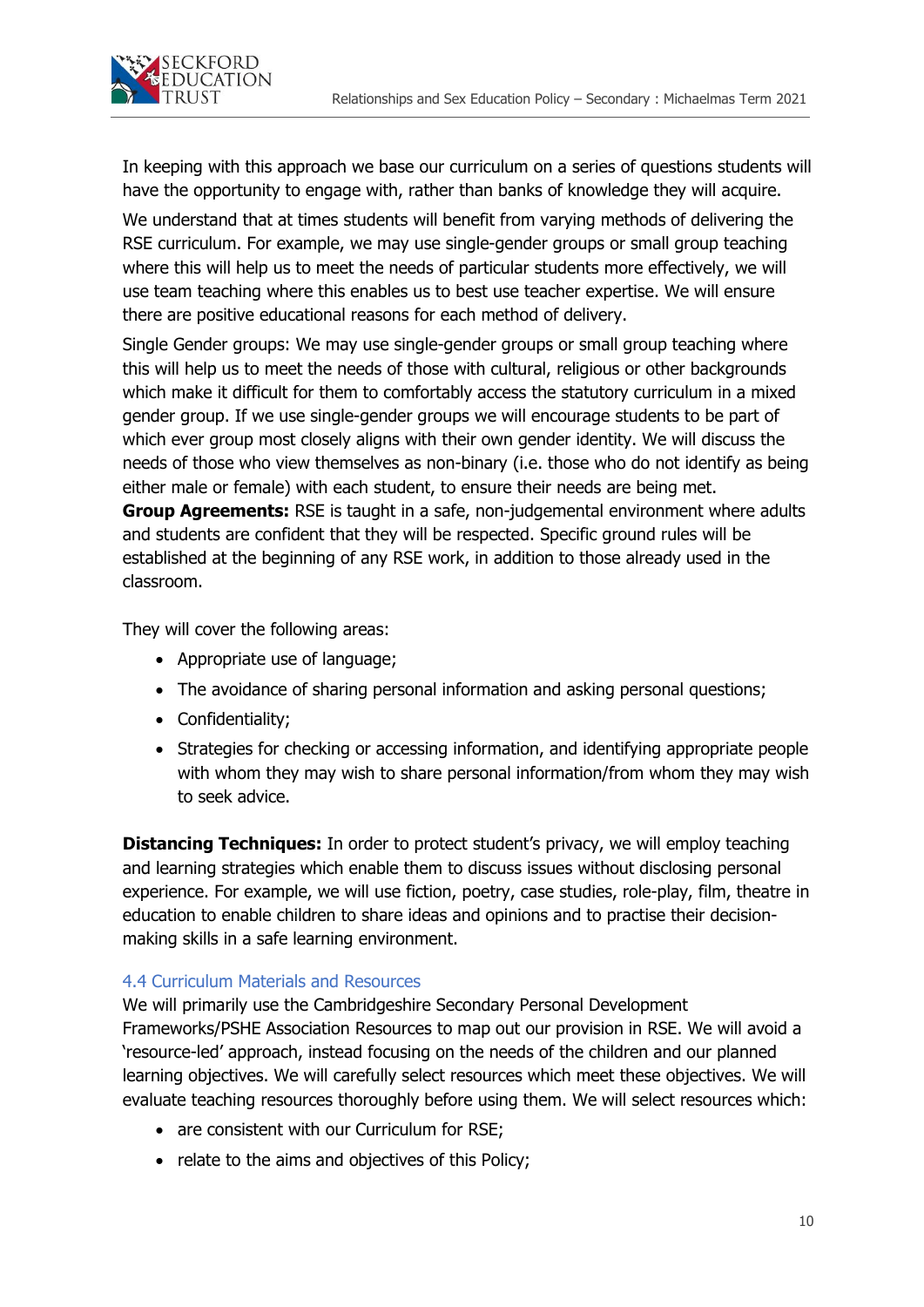In keeping with this approach we base our curriculum on a series of questions students will have the opportunity to engage with, rather than banks of knowledge they will acquire.

We understand that at times students will benefit from varying methods of delivering the RSE curriculum. For example, we may use single-gender groups or small group teaching where this will help us to meet the needs of particular students more effectively, we will use team teaching where this enables us to best use teacher expertise. We will ensure there are positive educational reasons for each method of delivery.

Single Gender groups: We may use single-gender groups or small group teaching where this will help us to meet the needs of those with cultural, religious or other backgrounds which make it difficult for them to comfortably access the statutory curriculum in a mixed gender group. If we use single-gender groups we will encourage students to be part of which ever group most closely aligns with their own gender identity. We will discuss the needs of those who view themselves as non-binary (i.e. those who do not identify as being either male or female) with each student, to ensure their needs are being met.

**Group Agreements:** RSE is taught in a safe, non-judgemental environment where adults and students are confident that they will be respected. Specific ground rules will be established at the beginning of any RSE work, in addition to those already used in the classroom.

They will cover the following areas:

- Appropriate use of language;
- The avoidance of sharing personal information and asking personal questions;
- Confidentiality;
- Strategies for checking or accessing information, and identifying appropriate people with whom they may wish to share personal information/from whom they may wish to seek advice.

**Distancing Techniques:** In order to protect student's privacy, we will employ teaching and learning strategies which enable them to discuss issues without disclosing personal experience. For example, we will use fiction, poetry, case studies, role-play, film, theatre in education to enable children to share ideas and opinions and to practise their decision-making skills in a safe learning environment.

### 4.4 Curriculum Materials and Resources

We will primarily use the Cambridgeshire Secondary Personal Development Frameworks/PSHE Association Resources to map out our provision in RSE. We will avoid a 'resource-led' approach, instead focusing on the needs of the children and our planned learning objectives. We will carefully select resources which meet these objectives. We will evaluate teaching resources thoroughly before using them. We will select resources which:

- are consistent with our Curriculum for RSE;
- relate to the aims and objectives of this Policy;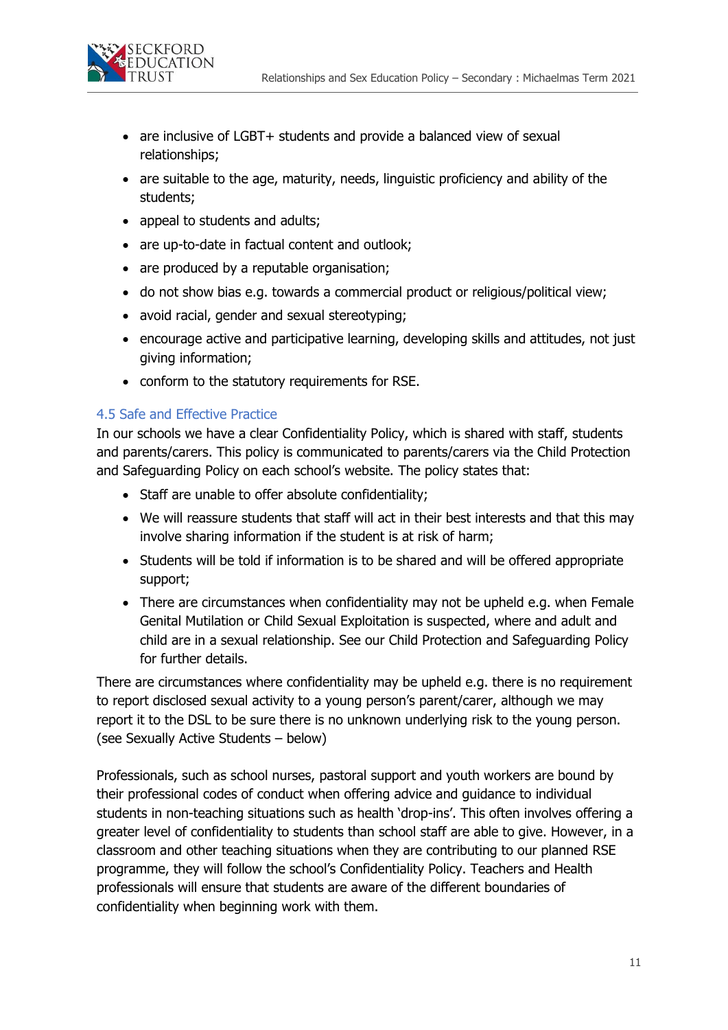- are inclusive of LGBT+ students and provide a balanced view of sexual relationships;
- are suitable to the age, maturity, needs, linguistic proficiency and ability of the students;
- appeal to students and adults;
- are up-to-date in factual content and outlook;
- are produced by a reputable organisation;
- do not show bias e.g. towards a commercial product or religious/political view;
- avoid racial, gender and sexual stereotyping;
- encourage active and participative learning, developing skills and attitudes, not just giving information;
- conform to the statutory requirements for RSE.

### 4.5 Safe and Effective Practice

In our schools we have a clear Confidentiality Policy, which is shared with staff, students and parents/carers. This policy is communicated to parents/carers via the Child Protection and Safeguarding Policy on each school's website. The policy states that:

- Staff are unable to offer absolute confidentiality;
- We will reassure students that staff will act in their best interests and that this may involve sharing information if the student is at risk of harm;
- Students will be told if information is to be shared and will be offered appropriate support;
- There are circumstances when confidentiality may not be upheld e.g. when Female Genital Mutilation or Child Sexual Exploitation is suspected, where and adult and child are in a sexual relationship. See our Child Protection and Safeguarding Policy for further details.

There are circumstances where confidentiality may be upheld e.g. there is no requirement to report disclosed sexual activity to a young person's parent/carer, although we may report it to the DSL to be sure there is no unknown underlying risk to the young person. (see Sexually Active Students – below)

Professionals, such as school nurses, pastoral support and youth workers are bound by their professional codes of conduct when offering advice and guidance to individual students in non-teaching situations such as health 'drop-ins'. This often involves offering a greater level of confidentiality to students than school staff are able to give. However, in a classroom and other teaching situations when they are contributing to our planned RSE programme, they will follow the school's Confidentiality Policy. Teachers and Health professionals will ensure that students are aware of the different boundaries of confidentiality when beginning work with them.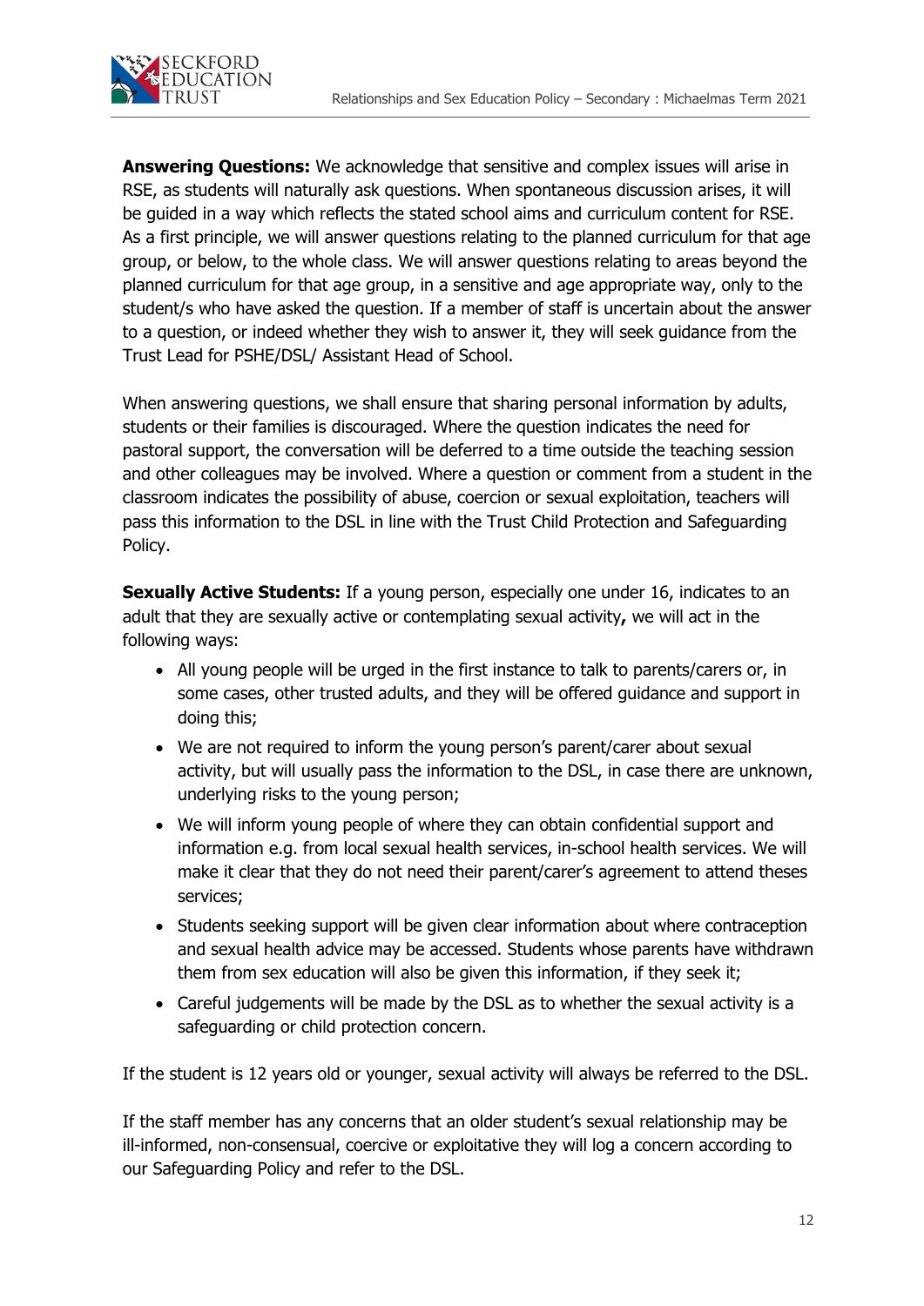**Answering Questions:** We acknowledge that sensitive and complex issues will arise in RSE, as students will naturally ask questions. When spontaneous discussion arises, it will be guided in a way which reflects the stated school aims and curriculum content for RSE. As a first principle, we will answer questions relating to the planned curriculum for that age group, or below, to the whole class. We will answer questions relating to areas beyond the planned curriculum for that age group, in a sensitive and age appropriate way, only to the student/s who have asked the question. If a member of staff is uncertain about the answer to a question, or indeed whether they wish to answer it, they will seek guidance from the Trust Lead for PSHE/DSL/ Assistant Head of School.

When answering questions, we shall ensure that sharing personal information by adults, students or their families is discouraged. Where the question indicates the need for pastoral support, the conversation will be deferred to a time outside the teaching session and other colleagues may be involved. Where a question or comment from a student in the classroom indicates the possibility of abuse, coercion or sexual exploitation, teachers will pass this information to the DSL in line with the Trust Child Protection and Safeguarding Policy.

**Sexually Active Students:** If a young person, especially one under 16, indicates to an adult that they are sexually active or contemplating sexual activity**,** we will act in the following ways:

- All young people will be urged in the first instance to talk to parents/carers or, in some cases, other trusted adults, and they will be offered guidance and support in doing this;
- We are not required to inform the young person's parent/carer about sexual activity, but will usually pass the information to the DSL, in case there are unknown, underlying risks to the young person;
- We will inform young people of where they can obtain confidential support and information e.g. from local sexual health services, in-school health services. We will make it clear that they do not need their parent/carer's agreement to attend theses services;
- Students seeking support will be given clear information about where contraception and sexual health advice may be accessed. Students whose parents have withdrawn them from sex education will also be given this information, if they seek it;
- Careful judgements will be made by the DSL as to whether the sexual activity is a safeguarding or child protection concern.

If the student is 12 years old or younger, sexual activity will always be referred to the DSL.

If the staff member has any concerns that an older student's sexual relationship may be ill-informed, non-consensual, coercive or exploitative they will log a concern according to our Safeguarding Policy and refer to the DSL.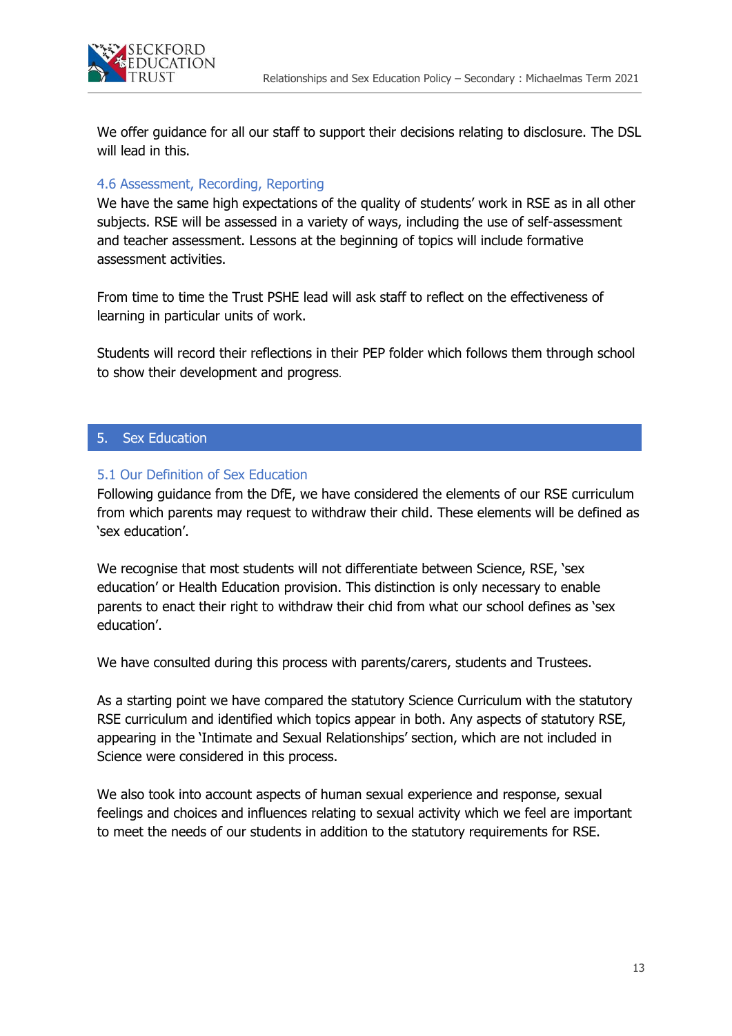We offer guidance for all our staff to support their decisions relating to disclosure. The DSL will lead in this.

### 4.6 Assessment, Recording, Reporting

We have the same high expectations of the quality of students' work in RSE as in all other subjects. RSE will be assessed in a variety of ways, including the use of self-assessment and teacher assessment. Lessons at the beginning of topics will include formative assessment activities.

From time to time the Trust PSHE lead will ask staff to reflect on the effectiveness of learning in particular units of work.

Students will record their reflections in their PEP folder which follows them through school to show their development and progress.

## 5. Sex Education

### 5.1 Our Definition of Sex Education

Following guidance from the DfE, we have considered the elements of our RSE curriculum from which parents may request to withdraw their child. These elements will be defined as 'sex education'.

We recognise that most students will not differentiate between Science, RSE, 'sex education' or Health Education provision. This distinction is only necessary to enable parents to enact their right to withdraw their chid from what our school defines as 'sex education'.

We have consulted during this process with parents/carers, students and Trustees.

As a starting point we have compared the statutory Science Curriculum with the statutory RSE curriculum and identified which topics appear in both. Any aspects of statutory RSE, appearing in the 'Intimate and Sexual Relationships' section, which are not included in Science were considered in this process.

We also took into account aspects of human sexual experience and response, sexual feelings and choices and influences relating to sexual activity which we feel are important to meet the needs of our students in addition to the statutory requirements for RSE.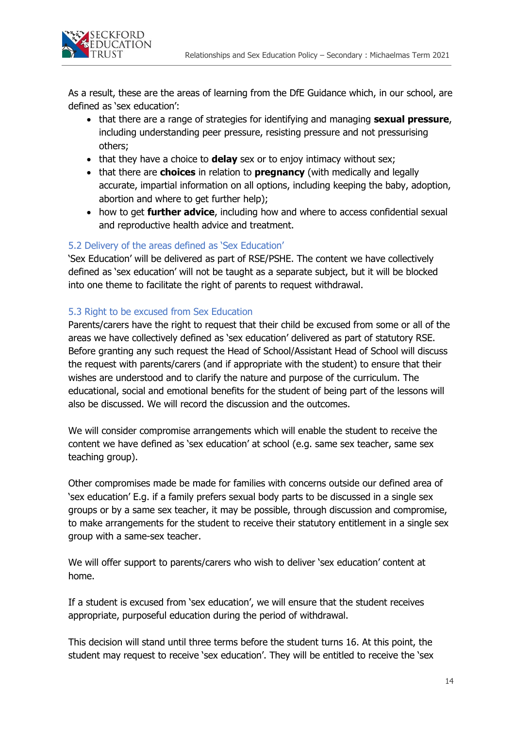As a result, these are the areas of learning from the DfE Guidance which, in our school, are defined as 'sex education':

- that there are a range of strategies for identifying and managing **sexual pressure**, including understanding peer pressure, resisting pressure and not pressurising others;
- that they have a choice to **delay** sex or to enjoy intimacy without sex;
- that there are **choices** in relation to **pregnancy** (with medically and legally accurate, impartial information on all options, including keeping the baby, adoption, abortion and where to get further help);
- how to get **further advice**, including how and where to access confidential sexual and reproductive health advice and treatment.

### 5.2 Delivery of the areas defined as 'Sex Education'

'Sex Education' will be delivered as part of RSE/PSHE. The content we have collectively defined as 'sex education' will not be taught as a separate subject, but it will be blocked into one theme to facilitate the right of parents to request withdrawal.

### 5.3 Right to be excused from Sex Education

Parents/carers have the right to request that their child be excused from some or all of the areas we have collectively defined as 'sex education' delivered as part of statutory RSE. Before granting any such request the Head of School/Assistant Head of School will discuss the request with parents/carers (and if appropriate with the student) to ensure that their wishes are understood and to clarify the nature and purpose of the curriculum. The educational, social and emotional benefits for the student of being part of the lessons will also be discussed. We will record the discussion and the outcomes.

We will consider compromise arrangements which will enable the student to receive the content we have defined as 'sex education' at school (e.g. same sex teacher, same sex teaching group).

Other compromises made be made for families with concerns outside our defined area of 'sex education' E.g. if a family prefers sexual body parts to be discussed in a single sex groups or by a same sex teacher, it may be possible, through discussion and compromise, to make arrangements for the student to receive their statutory entitlement in a single sex group with a same-sex teacher.

We will offer support to parents/carers who wish to deliver 'sex education' content at home.

If a student is excused from 'sex education', we will ensure that the student receives appropriate, purposeful education during the period of withdrawal.

This decision will stand until three terms before the student turns 16. At this point, the student may request to receive 'sex education'. They will be entitled to receive the 'sex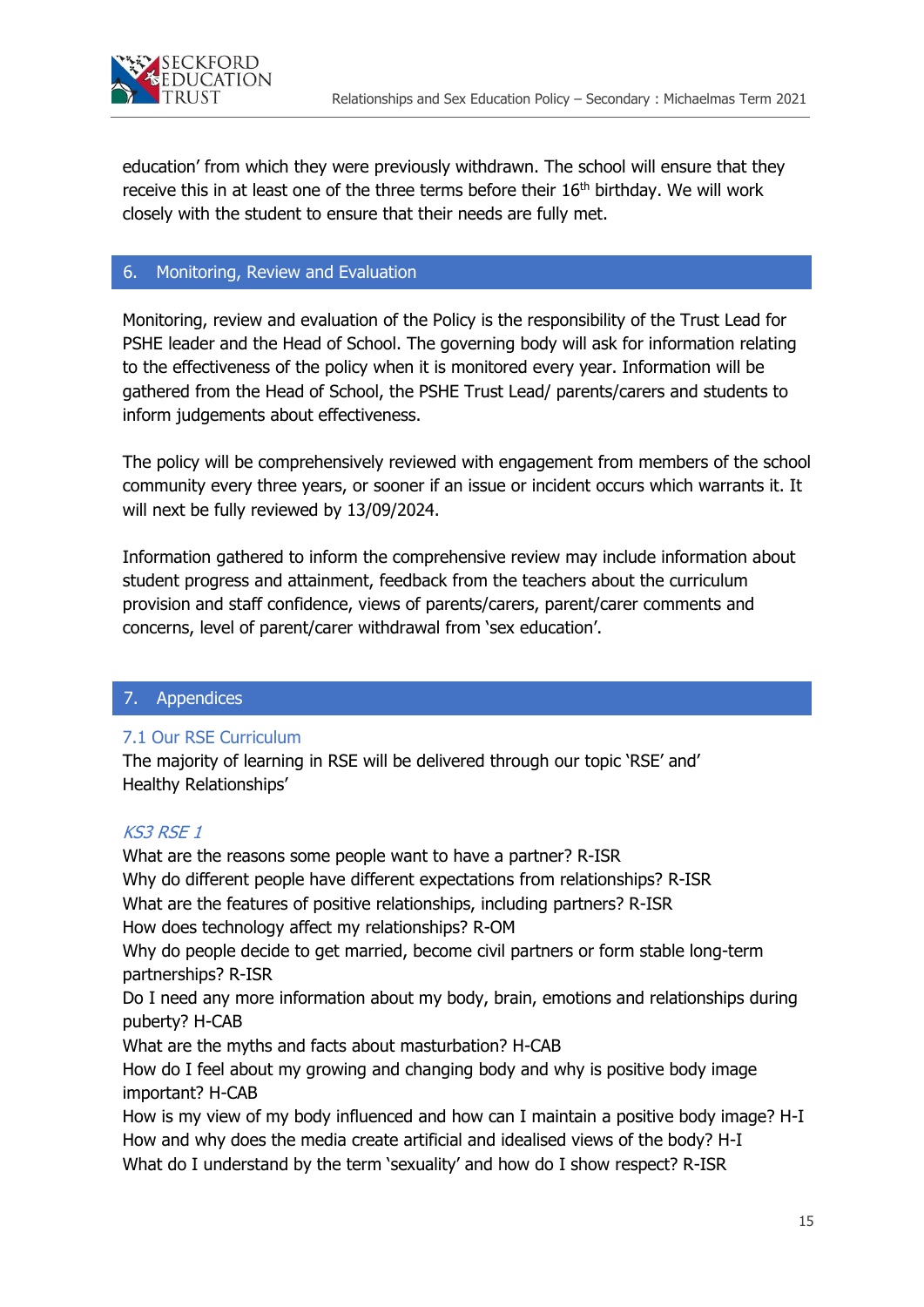education' from which they were previously withdrawn. The school will ensure that they receive this in at least one of the three terms before their 16th birthday. We will work closely with the student to ensure that their needs are fully met.

## 6. Monitoring, Review and Evaluation

Monitoring, review and evaluation of the Policy is the responsibility of the Trust Lead for PSHE leader and the Head of School. The governing body will ask for information relating to the effectiveness of the policy when it is monitored every year. Information will be gathered from the Head of School, the PSHE Trust Lead/ parents/carers and students to inform judgements about effectiveness.

The policy will be comprehensively reviewed with engagement from members of the school community every three years, or sooner if an issue or incident occurs which warrants it. It will next be fully reviewed by 13/09/2024.

Information gathered to inform the comprehensive review may include information about student progress and attainment, feedback from the teachers about the curriculum provision and staff confidence, views of parents/carers, parent/carer comments and concerns, level of parent/carer withdrawal from 'sex education'.

## 7. Appendices

### 7.1 Our RSE Curriculum

The majority of learning in RSE will be delivered through our topic 'RSE' and' Healthy Relationships'

#### *KS3 RSE 1*

What are the reasons some people want to have a partner? R-ISR
Why do different people have different expectations from relationships? R-ISR
What are the features of positive relationships, including partners? R-ISR
How does technology affect my relationships? R-OM
Why do people decide to get married, become civil partners or form stable long-term partnerships? R-ISR
Do I need any more information about my body, brain, emotions and relationships during puberty? H-CAB
What are the myths and facts about masturbation? H-CAB
How do I feel about my growing and changing body and why is positive body image important? H-CAB
How is my view of my body influenced and how can I maintain a positive body image? H-I
How and why does the media create artificial and idealised views of the body? H-I
What do I understand by the term 'sexuality' and how do I show respect? R-ISR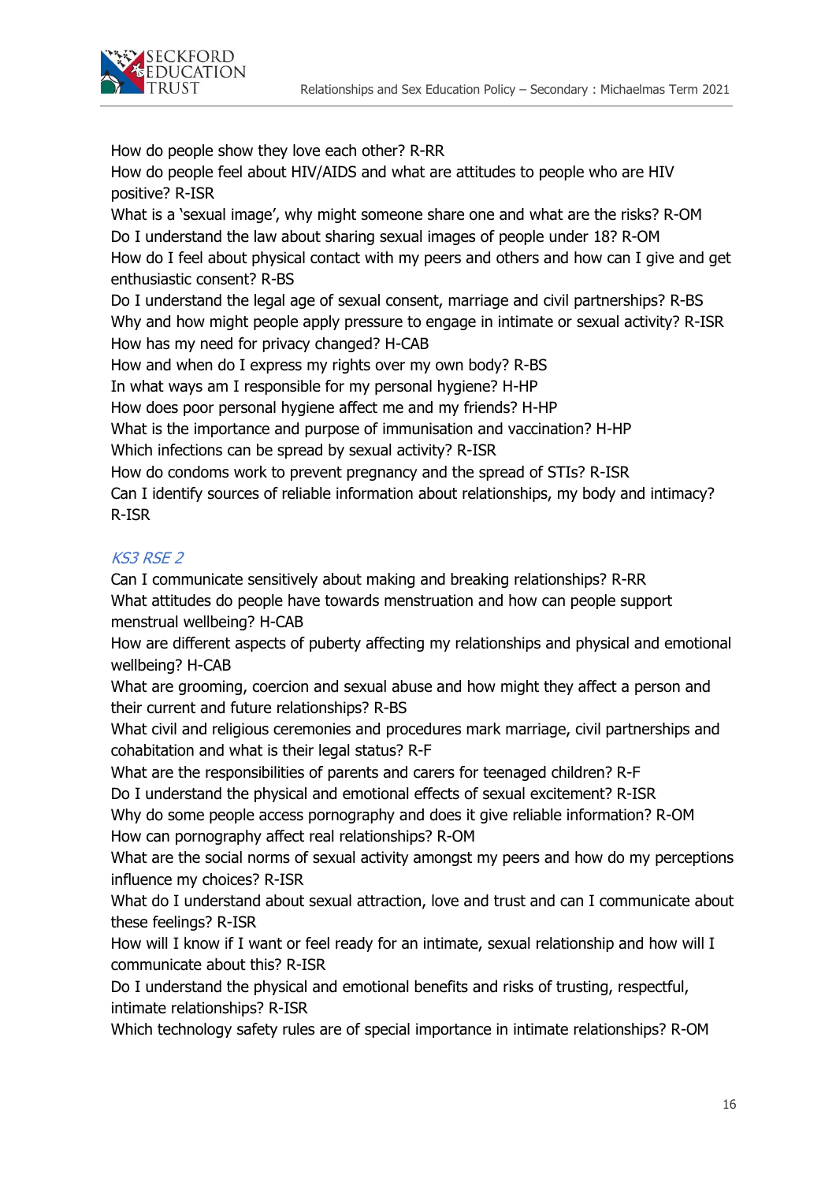How do people show they love each other? R-RR

How do people feel about HIV/AIDS and what are attitudes to people who are HIV positive? R-ISR

What is a 'sexual image', why might someone share one and what are the risks? R-OM

Do I understand the law about sharing sexual images of people under 18? R-OM

How do I feel about physical contact with my peers and others and how can I give and get enthusiastic consent? R-BS

Do I understand the legal age of sexual consent, marriage and civil partnerships? R-BS

Why and how might people apply pressure to engage in intimate or sexual activity? R-ISR

How has my need for privacy changed? H-CAB

How and when do I express my rights over my own body? R-BS

In what ways am I responsible for my personal hygiene? H-HP

How does poor personal hygiene affect me and my friends? H-HP

What is the importance and purpose of immunisation and vaccination? H-HP

Which infections can be spread by sexual activity? R-ISR

How do condoms work to prevent pregnancy and the spread of STIs? R-ISR

Can I identify sources of reliable information about relationships, my body and intimacy? R-ISR

### *KS3 RSE 2*

Can I communicate sensitively about making and breaking relationships? R-RR

What attitudes do people have towards menstruation and how can people support menstrual wellbeing? H-CAB

How are different aspects of puberty affecting my relationships and physical and emotional wellbeing? H-CAB

What are grooming, coercion and sexual abuse and how might they affect a person and their current and future relationships? R-BS

What civil and religious ceremonies and procedures mark marriage, civil partnerships and cohabitation and what is their legal status? R-F

What are the responsibilities of parents and carers for teenaged children? R-F

Do I understand the physical and emotional effects of sexual excitement? R-ISR

Why do some people access pornography and does it give reliable information? R-OM

How can pornography affect real relationships? R-OM

What are the social norms of sexual activity amongst my peers and how do my perceptions influence my choices? R-ISR

What do I understand about sexual attraction, love and trust and can I communicate about these feelings? R-ISR

How will I know if I want or feel ready for an intimate, sexual relationship and how will I communicate about this? R-ISR

Do I understand the physical and emotional benefits and risks of trusting, respectful, intimate relationships? R-ISR

Which technology safety rules are of special importance in intimate relationships? R-OM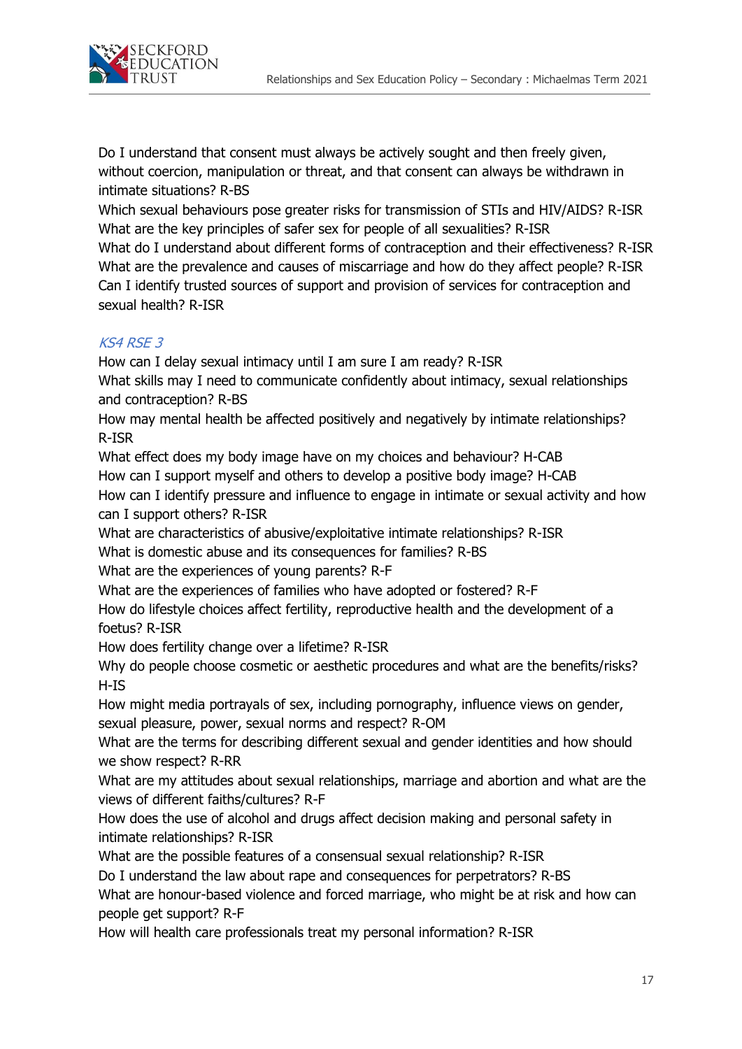Do I understand that consent must always be actively sought and then freely given, without coercion, manipulation or threat, and that consent can always be withdrawn in intimate situations? R-BS
Which sexual behaviours pose greater risks for transmission of STIs and HIV/AIDS? R-ISR
What are the key principles of safer sex for people of all sexualities? R-ISR
What do I understand about different forms of contraception and their effectiveness? R-ISR
What are the prevalence and causes of miscarriage and how do they affect people? R-ISR
Can I identify trusted sources of support and provision of services for contraception and sexual health? R-ISR

*KS4 RSE 3*

How can I delay sexual intimacy until I am sure I am ready? R-ISR
What skills may I need to communicate confidently about intimacy, sexual relationships and contraception? R-BS
How may mental health be affected positively and negatively by intimate relationships? R-ISR
What effect does my body image have on my choices and behaviour? H-CAB
How can I support myself and others to develop a positive body image? H-CAB
How can I identify pressure and influence to engage in intimate or sexual activity and how can I support others? R-ISR
What are characteristics of abusive/exploitative intimate relationships? R-ISR
What is domestic abuse and its consequences for families? R-BS
What are the experiences of young parents? R-F
What are the experiences of families who have adopted or fostered? R-F
How do lifestyle choices affect fertility, reproductive health and the development of a foetus? R-ISR
How does fertility change over a lifetime? R-ISR
Why do people choose cosmetic or aesthetic procedures and what are the benefits/risks? H-IS
How might media portrayals of sex, including pornography, influence views on gender, sexual pleasure, power, sexual norms and respect? R-OM
What are the terms for describing different sexual and gender identities and how should we show respect? R-RR
What are my attitudes about sexual relationships, marriage and abortion and what are the views of different faiths/cultures? R-F
How does the use of alcohol and drugs affect decision making and personal safety in intimate relationships? R-ISR
What are the possible features of a consensual sexual relationship? R-ISR
Do I understand the law about rape and consequences for perpetrators? R-BS
What are honour-based violence and forced marriage, who might be at risk and how can people get support? R-F
How will health care professionals treat my personal information? R-ISR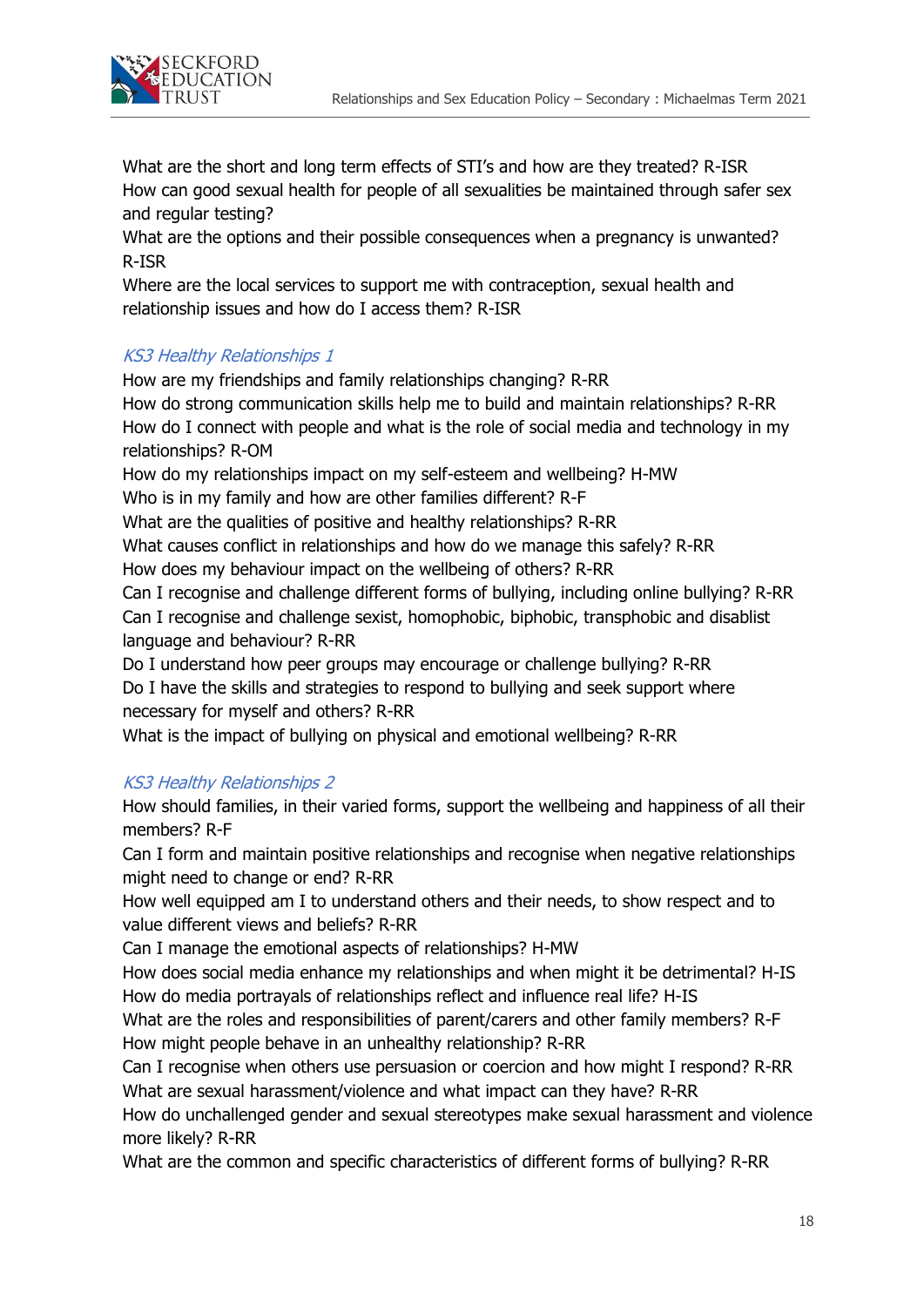What are the short and long term effects of STI's and how are they treated? R-ISR
How can good sexual health for people of all sexualities be maintained through safer sex and regular testing?
What are the options and their possible consequences when a pregnancy is unwanted? R-ISR
Where are the local services to support me with contraception, sexual health and relationship issues and how do I access them? R-ISR

*KS3 Healthy Relationships 1*

How are my friendships and family relationships changing? R-RR
How do strong communication skills help me to build and maintain relationships? R-RR
How do I connect with people and what is the role of social media and technology in my relationships? R-OM
How do my relationships impact on my self-esteem and wellbeing? H-MW
Who is in my family and how are other families different? R-F
What are the qualities of positive and healthy relationships? R-RR
What causes conflict in relationships and how do we manage this safely? R-RR
How does my behaviour impact on the wellbeing of others? R-RR
Can I recognise and challenge different forms of bullying, including online bullying? R-RR
Can I recognise and challenge sexist, homophobic, biphobic, transphobic and disablist language and behaviour? R-RR
Do I understand how peer groups may encourage or challenge bullying? R-RR
Do I have the skills and strategies to respond to bullying and seek support where necessary for myself and others? R-RR
What is the impact of bullying on physical and emotional wellbeing? R-RR

*KS3 Healthy Relationships 2*

How should families, in their varied forms, support the wellbeing and happiness of all their members? R-F
Can I form and maintain positive relationships and recognise when negative relationships might need to change or end? R-RR
How well equipped am I to understand others and their needs, to show respect and to value different views and beliefs? R-RR
Can I manage the emotional aspects of relationships? H-MW
How does social media enhance my relationships and when might it be detrimental? H-IS
How do media portrayals of relationships reflect and influence real life? H-IS
What are the roles and responsibilities of parent/carers and other family members? R-F
How might people behave in an unhealthy relationship? R-RR
Can I recognise when others use persuasion or coercion and how might I respond? R-RR
What are sexual harassment/violence and what impact can they have? R-RR
How do unchallenged gender and sexual stereotypes make sexual harassment and violence more likely? R-RR
What are the common and specific characteristics of different forms of bullying? R-RR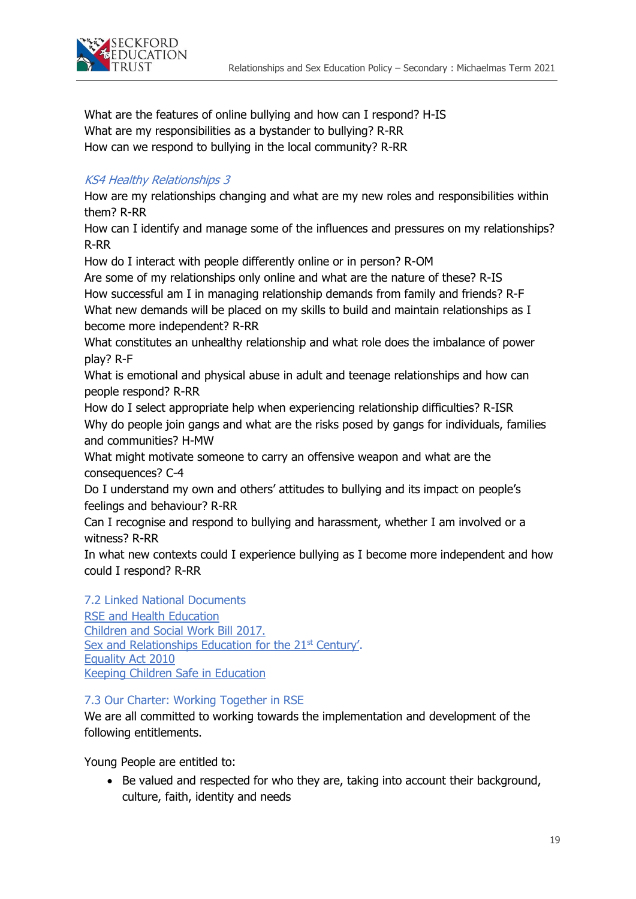What are the features of online bullying and how can I respond? H-IS
What are my responsibilities as a bystander to bullying? R-RR
How can we respond to bullying in the local community? R-RR

*KS4 Healthy Relationships 3*

How are my relationships changing and what are my new roles and responsibilities within them? R-RR
How can I identify and manage some of the influences and pressures on my relationships? R-RR
How do I interact with people differently online or in person? R-OM
Are some of my relationships only online and what are the nature of these? R-IS
How successful am I in managing relationship demands from family and friends? R-F
What new demands will be placed on my skills to build and maintain relationships as I become more independent? R-RR
What constitutes an unhealthy relationship and what role does the imbalance of power play? R-F
What is emotional and physical abuse in adult and teenage relationships and how can people respond? R-RR
How do I select appropriate help when experiencing relationship difficulties? R-ISR
Why do people join gangs and what are the risks posed by gangs for individuals, families and communities? H-MW
What might motivate someone to carry an offensive weapon and what are the consequences? C-4
Do I understand my own and others' attitudes to bullying and its impact on people's feelings and behaviour? R-RR
Can I recognise and respond to bullying and harassment, whether I am involved or a witness? R-RR
In what new contexts could I experience bullying as I become more independent and how could I respond? R-RR

## 7.2 Linked National Documents

RSE and Health Education
Children and Social Work Bill 2017.
Sex and Relationships Education for the 21st Century'.
Equality Act 2010
Keeping Children Safe in Education

## 7.3 Our Charter: Working Together in RSE

We are all committed to working towards the implementation and development of the following entitlements.

Young People are entitled to:

- Be valued and respected for who they are, taking into account their background, culture, faith, identity and needs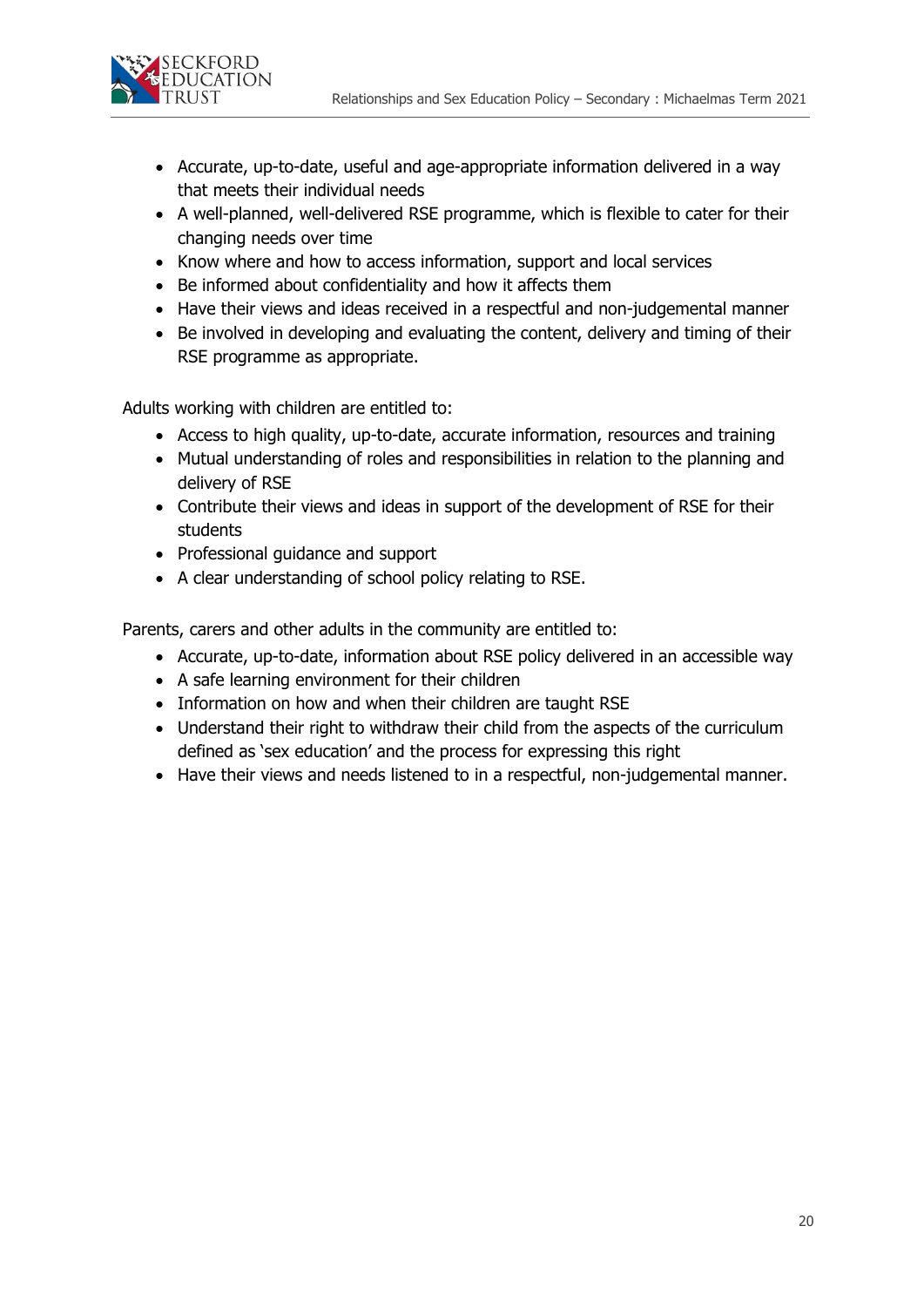- Accurate, up-to-date, useful and age-appropriate information delivered in a way that meets their individual needs
- A well-planned, well-delivered RSE programme, which is flexible to cater for their changing needs over time
- Know where and how to access information, support and local services
- Be informed about confidentiality and how it affects them
- Have their views and ideas received in a respectful and non-judgemental manner
- Be involved in developing and evaluating the content, delivery and timing of their RSE programme as appropriate.

Adults working with children are entitled to:

- Access to high quality, up-to-date, accurate information, resources and training
- Mutual understanding of roles and responsibilities in relation to the planning and delivery of RSE
- Contribute their views and ideas in support of the development of RSE for their students
- Professional guidance and support
- A clear understanding of school policy relating to RSE.

Parents, carers and other adults in the community are entitled to:

- Accurate, up-to-date, information about RSE policy delivered in an accessible way
- A safe learning environment for their children
- Information on how and when their children are taught RSE
- Understand their right to withdraw their child from the aspects of the curriculum defined as 'sex education' and the process for expressing this right
- Have their views and needs listened to in a respectful, non-judgemental manner.